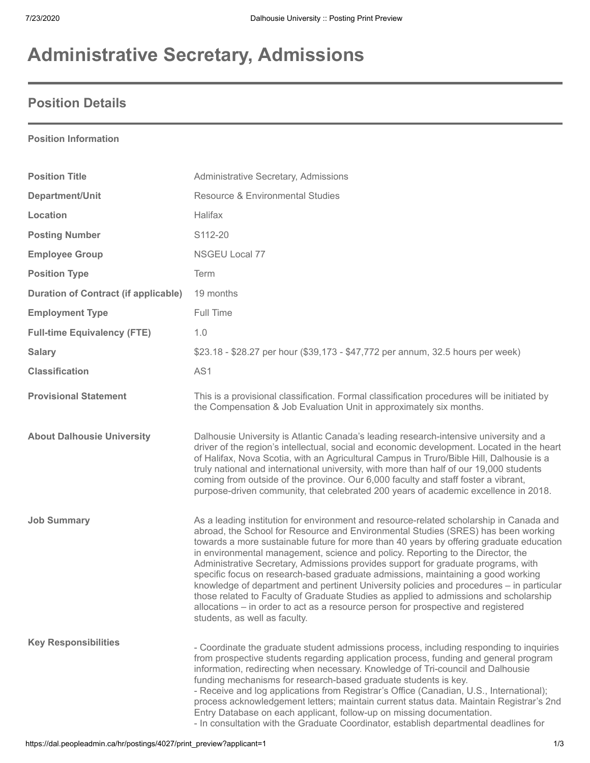# Administrative Secretary, Admissions

## Position Details

**Position Information**

| | |
|---|---|
| **Position Title** | Administrative Secretary, Admissions |
| **Department/Unit** | Resource & Environmental Studies |
| **Location** | Halifax |
| **Posting Number** | S112-20 |
| **Employee Group** | NSGEU Local 77 |
| **Position Type** | Term |
| **Duration of Contract (if applicable)** | 19 months |
| **Employment Type** | Full Time |
| **Full-time Equivalency (FTE)** | 1.0 |
| **Salary** | $23.18 - $28.27 per hour ($39,173 - $47,772 per annum, 32.5 hours per week) |
| **Classification** | AS1 |
| **Provisional Statement** | This is a provisional classification. Formal classification procedures will be initiated by the Compensation & Job Evaluation Unit in approximately six months. |
| **About Dalhousie University** | Dalhousie University is Atlantic Canada's leading research-intensive university and a driver of the region's intellectual, social and economic development. Located in the heart of Halifax, Nova Scotia, with an Agricultural Campus in Truro/Bible Hill, Dalhousie is a truly national and international university, with more than half of our 19,000 students coming from outside of the province. Our 6,000 faculty and staff foster a vibrant, purpose-driven community, that celebrated 200 years of academic excellence in 2018. |
| **Job Summary** | As a leading institution for environment and resource-related scholarship in Canada and abroad, the School for Resource and Environmental Studies (SRES) has been working towards a more sustainable future for more than 40 years by offering graduate education in environmental management, science and policy. Reporting to the Director, the Administrative Secretary, Admissions provides support for graduate programs, with specific focus on research-based graduate admissions, maintaining a good working knowledge of department and pertinent University policies and procedures – in particular those related to Faculty of Graduate Studies as applied to admissions and scholarship allocations – in order to act as a resource person for prospective and registered students, as well as faculty. |

**Key Responsibilities**

- Coordinate the graduate student admissions process, including responding to inquiries from prospective students regarding application process, funding and general program information, redirecting when necessary. Knowledge of Tri-council and Dalhousie funding mechanisms for research-based graduate students is key.
- Receive and log applications from Registrar's Office (Canadian, U.S., International); process acknowledgement letters; maintain current status data. Maintain Registrar's 2nd Entry Database on each applicant, follow-up on missing documentation.
- In consultation with the Graduate Coordinator, establish departmental deadlines for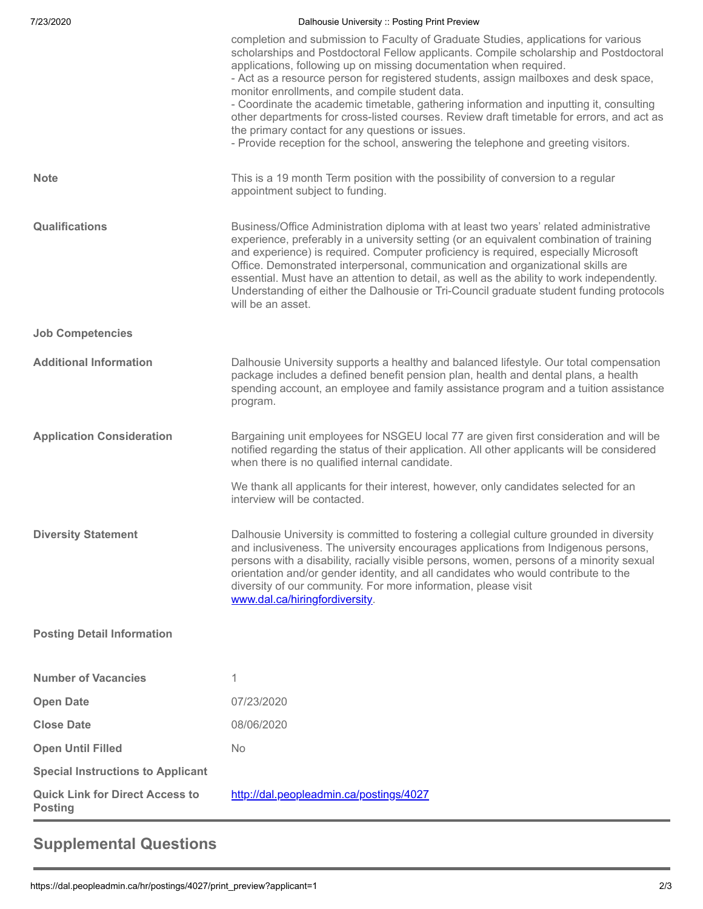completion and submission to Faculty of Graduate Studies, applications for various scholarships and Postdoctoral Fellow applicants. Compile scholarship and Postdoctoral applications, following up on missing documentation when required.
- Act as a resource person for registered students, assign mailboxes and desk space, monitor enrollments, and compile student data.
- Coordinate the academic timetable, gathering information and inputting it, consulting other departments for cross-listed courses. Review draft timetable for errors, and act as the primary contact for any questions or issues.
- Provide reception for the school, answering the telephone and greeting visitors.

**Note**

This is a 19 month Term position with the possibility of conversion to a regular appointment subject to funding.

**Qualifications**

Business/Office Administration diploma with at least two years' related administrative experience, preferably in a university setting (or an equivalent combination of training and experience) is required. Computer proficiency is required, especially Microsoft Office. Demonstrated interpersonal, communication and organizational skills are essential. Must have an attention to detail, as well as the ability to work independently. Understanding of either the Dalhousie or Tri-Council graduate student funding protocols will be an asset.

**Job Competencies**

**Additional Information**

Dalhousie University supports a healthy and balanced lifestyle. Our total compensation package includes a defined benefit pension plan, health and dental plans, a health spending account, an employee and family assistance program and a tuition assistance program.

**Application Consideration**

Bargaining unit employees for NSGEU local 77 are given first consideration and will be notified regarding the status of their application. All other applicants will be considered when there is no qualified internal candidate.

We thank all applicants for their interest, however, only candidates selected for an interview will be contacted.

**Diversity Statement**

Dalhousie University is committed to fostering a collegial culture grounded in diversity and inclusiveness. The university encourages applications from Indigenous persons, persons with a disability, racially visible persons, women, persons of a minority sexual orientation and/or gender identity, and all candidates who would contribute to the diversity of our community. For more information, please visit www.dal.ca/hiringfordiversity.

**Posting Detail Information**

| | |
|---|---|
| **Number of Vacancies** | 1 |
| **Open Date** | 07/23/2020 |
| **Close Date** | 08/06/2020 |
| **Open Until Filled** | No |
| **Special Instructions to Applicant** | |
| **Quick Link for Direct Access to Posting** | http://dal.peopleadmin.ca/postings/4027 |

## Supplemental Questions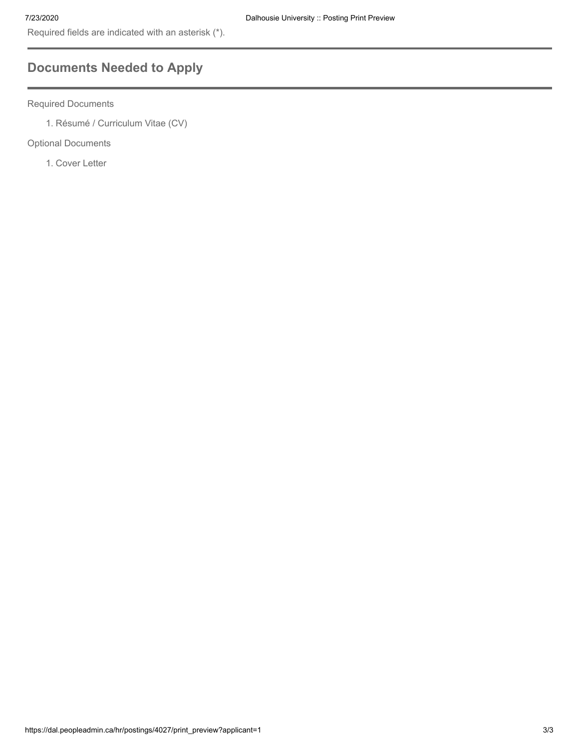Required fields are indicated with an asterisk (*).

## Documents Needed to Apply

Required Documents

1. Résumé / Curriculum Vitae (CV)

Optional Documents

1. Cover Letter